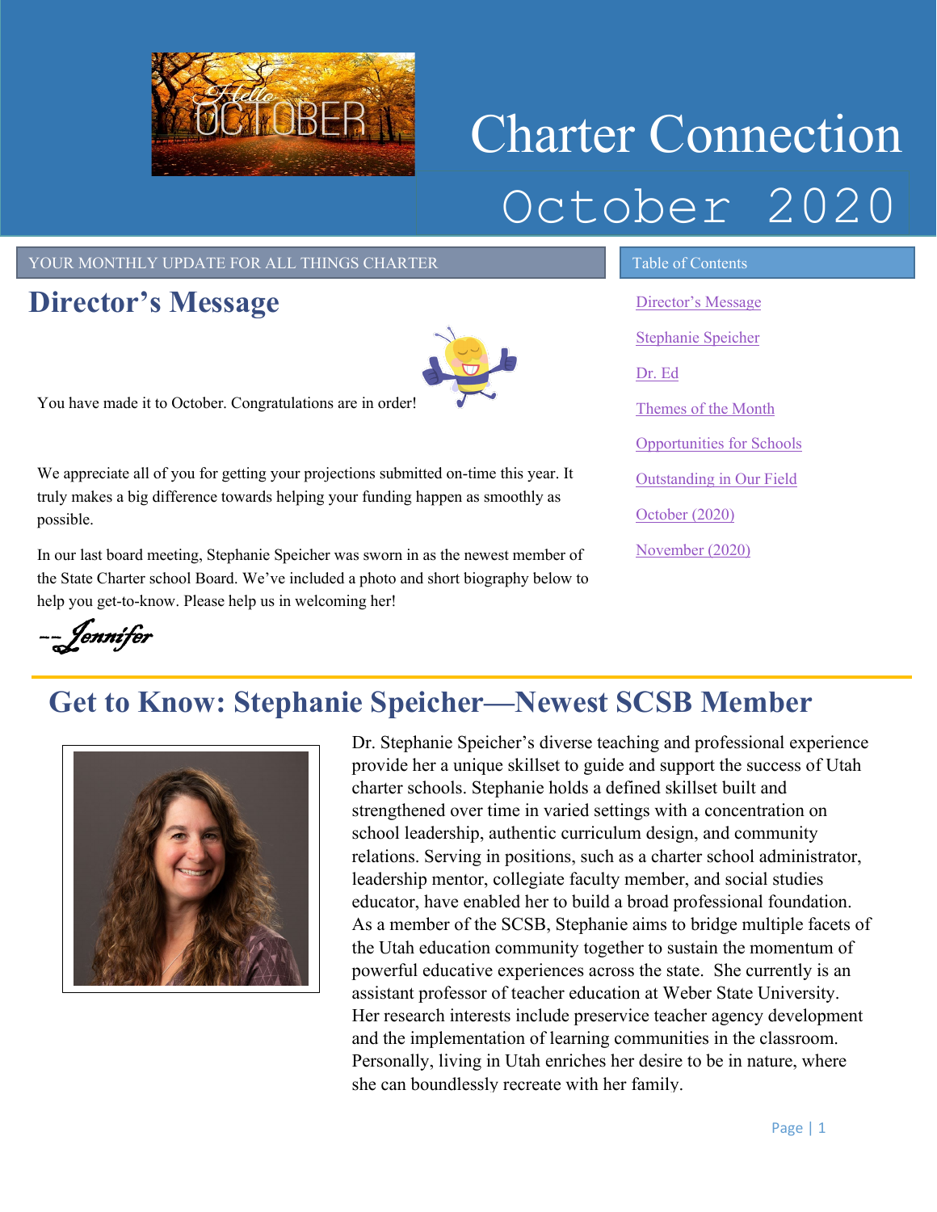# Charter Connection

## October 2020

YOUR MONTHLY UPDATE FOR ALL THINGS CHARTER

**Table of Contents**

- [Director's Message]
- [Stephanie Speicher]
- [Dr. Ed]
- [Themes of the Month]
- [Opportunities for Schools]
- [Outstanding in Our Field]
- [October (2020)]
- [November (2020)]

## Director's Message

You have made it to October. Congratulations are in order!

We appreciate all of you for getting your projections submitted on-time this year. It truly makes a big difference towards helping your funding happen as smoothly as possible.

In our last board meeting, Stephanie Speicher was sworn in as the newest member of the State Charter school Board. We've included a photo and short biography below to help you get-to-know. Please help us in welcoming her!

--*Jennifer*

## Get to Know: Stephanie Speicher—Newest SCSB Member

Dr. Stephanie Speicher's diverse teaching and professional experience provide her a unique skillset to guide and support the success of Utah charter schools. Stephanie holds a defined skillset built and strengthened over time in varied settings with a concentration on school leadership, authentic curriculum design, and community relations. Serving in positions, such as a charter school administrator, leadership mentor, collegiate faculty member, and social studies educator, have enabled her to build a broad professional foundation. As a member of the SCSB, Stephanie aims to bridge multiple facets of the Utah education community together to sustain the momentum of powerful educative experiences across the state. She currently is an assistant professor of teacher education at Weber State University. Her research interests include preservice teacher agency development and the implementation of learning communities in the classroom. Personally, living in Utah enriches her desire to be in nature, where she can boundlessly recreate with her family.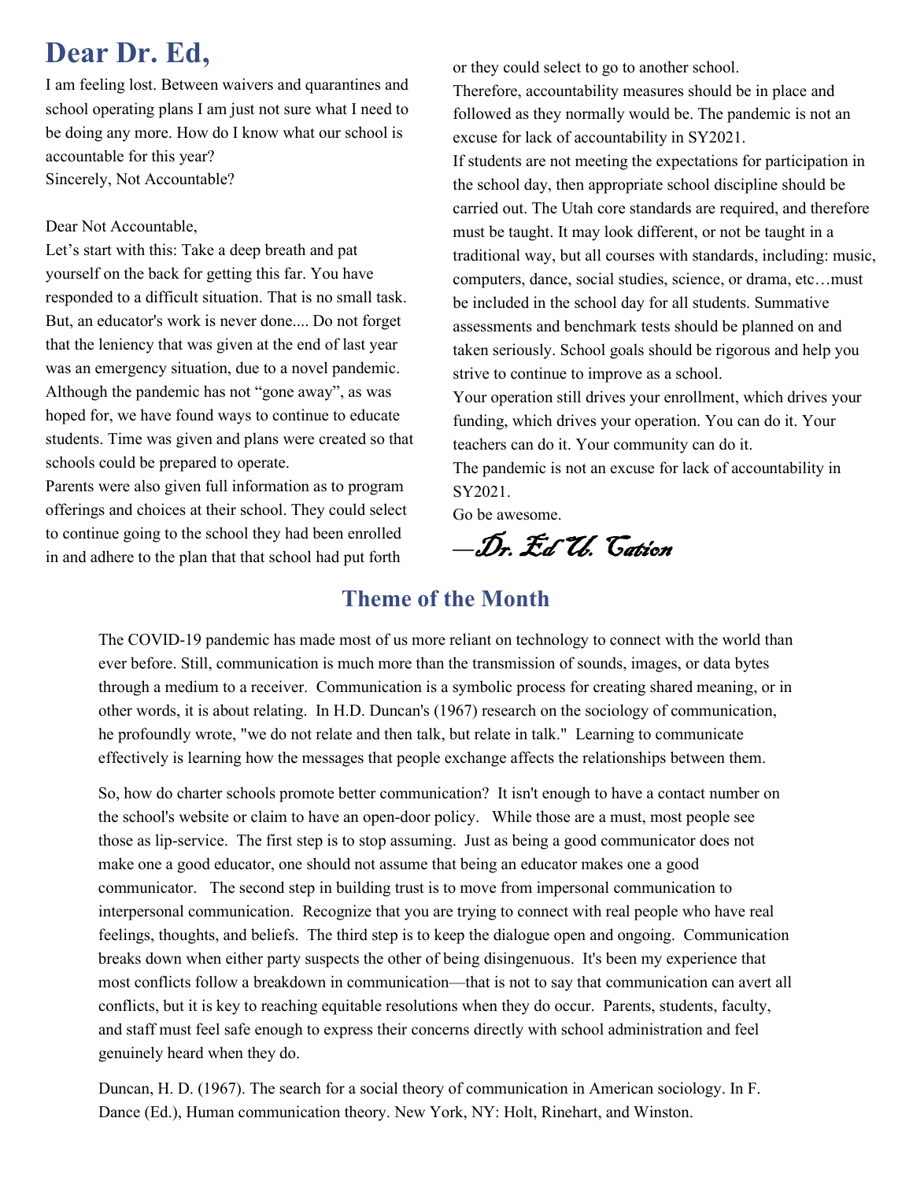# Dear Dr. Ed,

I am feeling lost. Between waivers and quarantines and school operating plans I am just not sure what I need to be doing any more. How do I know what our school is accountable for this year?
Sincerely, Not Accountable?

Dear Not Accountable,

Let's start with this: Take a deep breath and pat yourself on the back for getting this far. You have responded to a difficult situation. That is no small task. But, an educator's work is never done.... Do not forget that the leniency that was given at the end of last year was an emergency situation, due to a novel pandemic. Although the pandemic has not "gone away", as was hoped for, we have found ways to continue to educate students. Time was given and plans were created so that schools could be prepared to operate.

Parents were also given full information as to program offerings and choices at their school. They could select to continue going to the school they had been enrolled in and adhere to the plan that that school had put forth or they could select to go to another school.

Therefore, accountability measures should be in place and followed as they normally would be. The pandemic is not an excuse for lack of accountability in SY2021.

If students are not meeting the expectations for participation in the school day, then appropriate school discipline should be carried out. The Utah core standards are required, and therefore must be taught. It may look different, or not be taught in a traditional way, but all courses with standards, including: music, computers, dance, social studies, science, or drama, etc…must be included in the school day for all students. Summative assessments and benchmark tests should be planned on and taken seriously. School goals should be rigorous and help you strive to continue to improve as a school.

Your operation still drives your enrollment, which drives your funding, which drives your operation. You can do it. Your teachers can do it. Your community can do it.

The pandemic is not an excuse for lack of accountability in SY2021.

Go be awesome.

*—Dr. Ed U. Cation*

## Theme of the Month

The COVID-19 pandemic has made most of us more reliant on technology to connect with the world than ever before. Still, communication is much more than the transmission of sounds, images, or data bytes through a medium to a receiver. Communication is a symbolic process for creating shared meaning, or in other words, it is about relating. In H.D. Duncan's (1967) research on the sociology of communication, he profoundly wrote, "we do not relate and then talk, but relate in talk." Learning to communicate effectively is learning how the messages that people exchange affects the relationships between them.

So, how do charter schools promote better communication? It isn't enough to have a contact number on the school's website or claim to have an open-door policy. While those are a must, most people see those as lip-service. The first step is to stop assuming. Just as being a good communicator does not make one a good educator, one should not assume that being an educator makes one a good communicator. The second step in building trust is to move from impersonal communication to interpersonal communication. Recognize that you are trying to connect with real people who have real feelings, thoughts, and beliefs. The third step is to keep the dialogue open and ongoing. Communication breaks down when either party suspects the other of being disingenuous. It's been my experience that most conflicts follow a breakdown in communication—that is not to say that communication can avert all conflicts, but it is key to reaching equitable resolutions when they do occur. Parents, students, faculty, and staff must feel safe enough to express their concerns directly with school administration and feel genuinely heard when they do.

Duncan, H. D. (1967). The search for a social theory of communication in American sociology. In F. Dance (Ed.), Human communication theory. New York, NY: Holt, Rinehart, and Winston.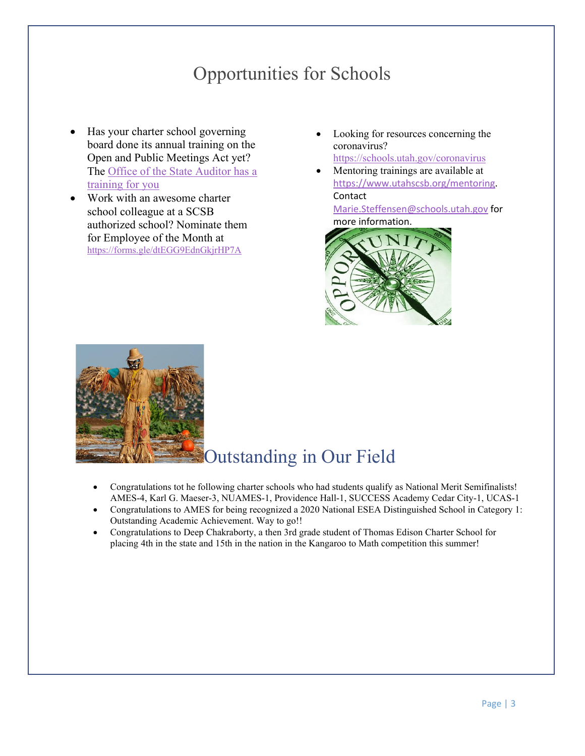# Opportunities for Schools

- Has your charter school governing board done its annual training on the Open and Public Meetings Act yet? The Office of the State Auditor has a training for you
- Work with an awesome charter school colleague at a SCSB authorized school? Nominate them for Employee of the Month at https://forms.gle/dtEGG9EdnGkjrHP7A
- Looking for resources concerning the coronavirus? https://schools.utah.gov/coronavirus
- Mentoring trainings are available at https://www.utahscsb.org/mentoring. Contact Marie.Steffensen@schools.utah.gov for more information.

# Outstanding in Our Field

- Congratulations tot he following charter schools who had students qualify as National Merit Semifinalists! AMES-4, Karl G. Maeser-3, NUAMES-1, Providence Hall-1, SUCCESS Academy Cedar City-1, UCAS-1
- Congratulations to AMES for being recognized a 2020 National ESEA Distinguished School in Category 1: Outstanding Academic Achievement. Way to go!!
- Congratulations to Deep Chakraborty, a then 3rd grade student of Thomas Edison Charter School for placing 4th in the state and 15th in the nation in the Kangaroo to Math competition this summer!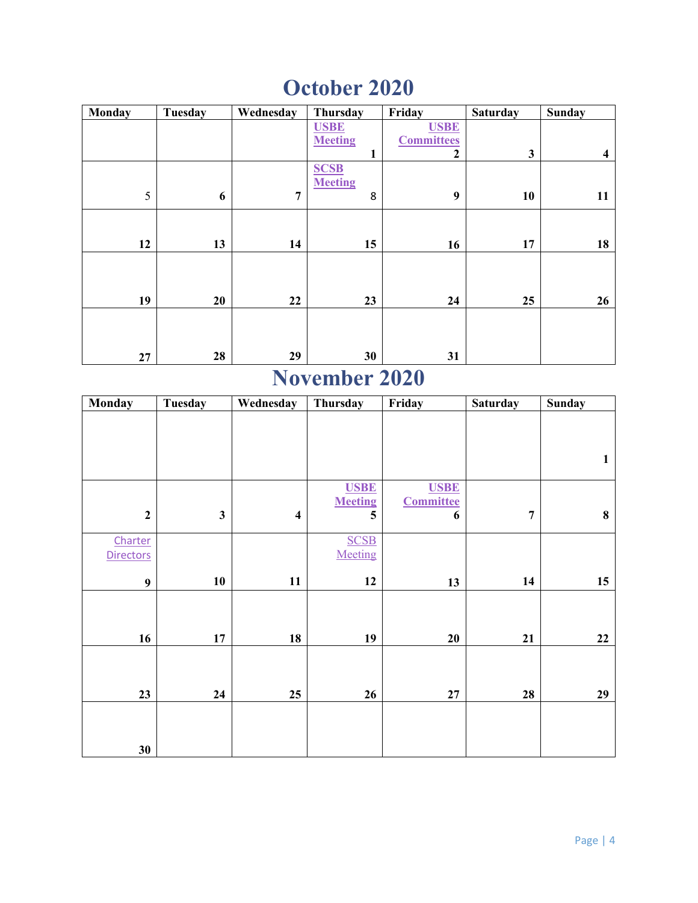# October 2020

| Monday | Tuesday | Wednesday | Thursday | Friday | Saturday | Sunday |
|---|---|---|---|---|---|---|
| | | | USBE Meeting 1 | USBE Committees 2 | 3 | 4 |
| 5 | 6 | 7 | SCSB Meeting 8 | 9 | 10 | 11 |
| 12 | 13 | 14 | 15 | 16 | 17 | 18 |
| 19 | 20 | 22 | 23 | 24 | 25 | 26 |
| 27 | 28 | 29 | 30 | 31 | | |

# November 2020

| Monday | Tuesday | Wednesday | Thursday | Friday | Saturday | Sunday |
|---|---|---|---|---|---|---|
| | | | | | | 1 |
| 2 | 3 | 4 | USBE Meeting 5 | USBE Committee 6 | 7 | 8 |
| Charter Directors 9 | 10 | 11 | SCSB Meeting 12 | 13 | 14 | 15 |
| 16 | 17 | 18 | 19 | 20 | 21 | 22 |
| 23 | 24 | 25 | 26 | 27 | 28 | 29 |
| 30 | | | | | | |